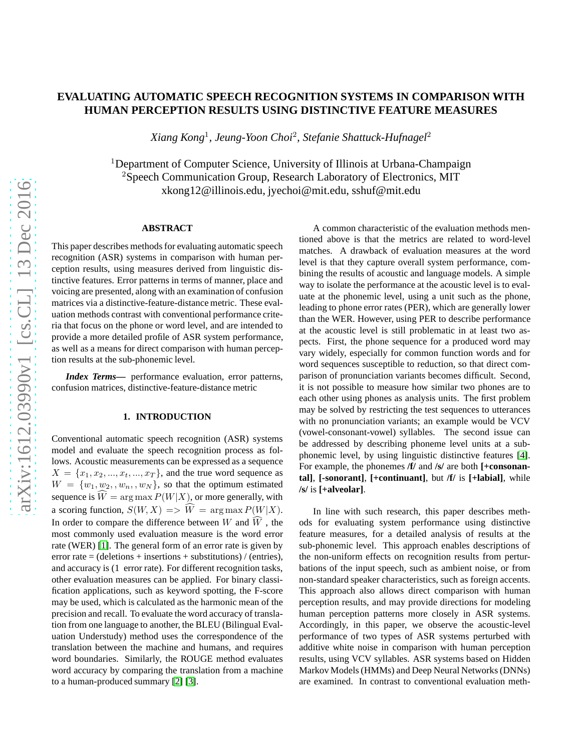# EVALUATING AUTOMATIC SPEECH RECOGNITION SYSTEMS IN COMPARISON WITH HUMAN PERCEPTION RESULTS USING DISTINCTIVE FEATURE MEASURES

*Xiang Kong*[1], *Jeung-Yoon Choi*[2], *Stefanie Shattuck-Hufnagel*[2]

[1]Department of Computer Science, University of Illinois at Urbana-Champaign
[2]Speech Communication Group, Research Laboratory of Electronics, MIT
xkong12@illinois.edu, jyechoi@mit.edu, sshuf@mit.edu

## ABSTRACT

This paper describes methods for evaluating automatic speech recognition (ASR) systems in comparison with human perception results, using measures derived from linguistic distinctive features. Error patterns in terms of manner, place and voicing are presented, along with an examination of confusion matrices via a distinctive-feature-distance metric. These evaluation methods contrast with conventional performance criteria that focus on the phone or word level, and are intended to provide a more detailed profile of ASR system performance, as well as a means for direct comparison with human perception results at the sub-phonemic level.

***Index Terms—*** performance evaluation, error patterns, confusion matrices, distinctive-feature-distance metric

## 1. INTRODUCTION

Conventional automatic speech recognition (ASR) systems model and evaluate the speech recognition process as follows. Acoustic measurements can be expressed as a sequence $X = \{x_1, x_2, ..., x_t, ..., x_T\}$, and the true word sequence as $W = \{w_1, w_2, , w_n, , w_N\}$, so that the optimum estimated sequence is $\widehat{W} = \arg\max P(W|X)$, or more generally, with a scoring function, $S(W, X) \;=>\; \widehat{W} = \arg\max P(W|X)$. In order to compare the difference between $W$ and $\widehat{W}$ , the most commonly used evaluation measure is the word error rate (WER) [1]. The general form of an error rate is given by error rate = (deletions + insertions + substitutions) / (entries), and accuracy is (1 error rate). For different recognition tasks, other evaluation measures can be applied. For binary classification applications, such as keyword spotting, the F-score may be used, which is calculated as the harmonic mean of the precision and recall. To evaluate the word accuracy of translation from one language to another, the BLEU (Bilingual Evaluation Understudy) method uses the correspondence of the translation between the machine and humans, and requires word boundaries. Similarly, the ROUGE method evaluates word accuracy by comparing the translation from a machine to a human-produced summary [2] [3].

A common characteristic of the evaluation methods mentioned above is that the metrics are related to word-level matches. A drawback of evaluation measures at the word level is that they capture overall system performance, combining the results of acoustic and language models. A simple way to isolate the performance at the acoustic level is to evaluate at the phonemic level, using a unit such as the phone, leading to phone error rates (PER), which are generally lower than the WER. However, using PER to describe performance at the acoustic level is still problematic in at least two aspects. First, the phone sequence for a produced word may vary widely, especially for common function words and for word sequences susceptible to reduction, so that direct comparison of pronunciation variants becomes difficult. Second, it is not possible to measure how similar two phones are to each other using phones as analysis units. The first problem may be solved by restricting the test sequences to utterances with no pronunciation variants; an example would be VCV (vowel-consonant-vowel) syllables. The second issue can be addressed by describing phoneme level units at a sub-phonemic level, by using linguistic distinctive features [4]. For example, the phonemes **/f/** and **/s/** are both **[+consonantal]**, **[-sonorant]**, **[+continuant]**, but **/f/** is **[+labial]**, while **/s/** is **[+alveolar]**.

In line with such research, this paper describes methods for evaluating system performance using distinctive feature measures, for a detailed analysis of results at the sub-phonemic level. This approach enables descriptions of the non-uniform effects on recognition results from perturbations of the input speech, such as ambient noise, or from non-standard speaker characteristics, such as foreign accents. This approach also allows direct comparison with human perception results, and may provide directions for modeling human perception patterns more closely in ASR systems. Accordingly, in this paper, we observe the acoustic-level performance of two types of ASR systems perturbed with additive white noise in comparison with human perception results, using VCV syllables. ASR systems based on Hidden Markov Models (HMMs) and Deep Neural Networks (DNNs) are examined. In contrast to conventional evaluation meth-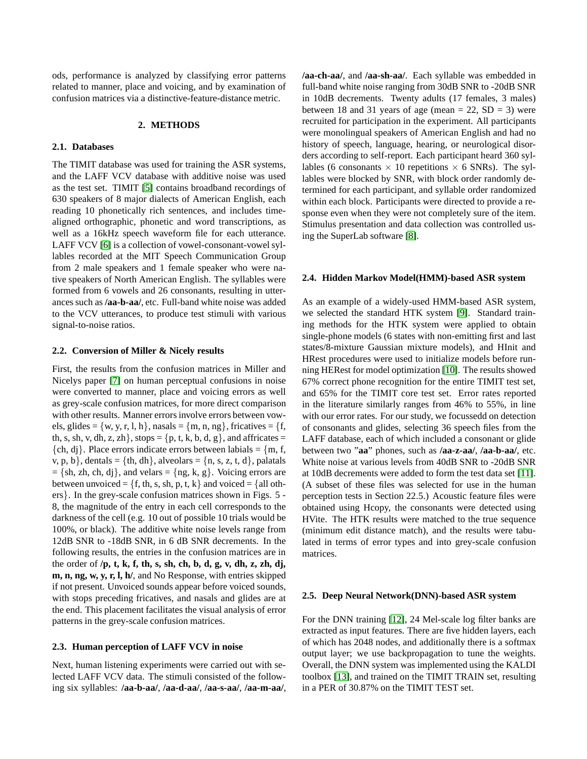ods, performance is analyzed by classifying error patterns related to manner, place and voicing, and by examination of confusion matrices via a distinctive-feature-distance metric.

## 2. METHODS

### 2.1. Databases

The TIMIT database was used for training the ASR systems, and the LAFF VCV database with additive noise was used as the test set. TIMIT [5] contains broadband recordings of 630 speakers of 8 major dialects of American English, each reading 10 phonetically rich sentences, and includes time-aligned orthographic, phonetic and word transcriptions, as well as a 16kHz speech waveform file for each utterance. LAFF VCV [6] is a collection of vowel-consonant-vowel syllables recorded at the MIT Speech Communication Group from 2 male speakers and 1 female speaker who were native speakers of North American English. The syllables were formed from 6 vowels and 26 consonants, resulting in utterances such as **/aa-b-aa/**, etc. Full-band white noise was added to the VCV utterances, to produce test stimuli with various signal-to-noise ratios.

### 2.2. Conversion of Miller & Nicely results

First, the results from the confusion matrices in Miller and Nicelys paper [7] on human perceptual confusions in noise were converted to manner, place and voicing errors as well as grey-scale confusion matrices, for more direct comparison with other results. Manner errors involve errors between vowels, glides = {w, y, r, l, h}, nasals = {m, n, ng}, fricatives = {f, th, s, sh, v, dh, z, zh}, stops = {p, t, k, b, d, g}, and affricates = {ch, dj}. Place errors indicate errors between labials = {m, f, v, p, b}, dentals = {th, dh}, alveolars = {n, s, z, t, d}, palatals = {sh, zh, ch, dj}, and velars = {ng, k, g}. Voicing errors are between unvoiced = {f, th, s, sh, p, t, k} and voiced = {all others}. In the grey-scale confusion matrices shown in Figs. 5 - 8, the magnitude of the entry in each cell corresponds to the darkness of the cell (e.g. 10 out of possible 10 trials would be 100%, or black). The additive white noise levels range from 12dB SNR to -18dB SNR, in 6 dB SNR decrements. In the following results, the entries in the confusion matrices are in the order of **/p, t, k, f, th, s, sh, ch, b, d, g, v, dh, z, zh, dj, m, n, ng, w, y, r, l, h/**, and No Response, with entries skipped if not present. Unvoiced sounds appear before voiced sounds, with stops preceding fricatives, and nasals and glides are at the end. This placement facilitates the visual analysis of error patterns in the grey-scale confusion matrices.

### 2.3. Human perception of LAFF VCV in noise

Next, human listening experiments were carried out with selected LAFF VCV data. The stimuli consisted of the following six syllables: **/aa-b-aa/**, **/aa-d-aa/**, **/aa-s-aa/**, **/aa-m-aa/**, **/aa-ch-aa/**, and **/aa-sh-aa/**. Each syllable was embedded in full-band white noise ranging from 30dB SNR to -20dB SNR in 10dB decrements. Twenty adults (17 females, 3 males) between 18 and 31 years of age (mean = 22, SD = 3) were recruited for participation in the experiment. All participants were monolingual speakers of American English and had no history of speech, language, hearing, or neurological disorders according to self-report. Each participant heard 360 syllables (6 consonants $\times$ 10 repetitions $\times$ 6 SNRs). The syllables were blocked by SNR, with block order randomly determined for each participant, and syllable order randomized within each block. Participants were directed to provide a response even when they were not completely sure of the item. Stimulus presentation and data collection was controlled using the SuperLab software [8].

### 2.4. Hidden Markov Model(HMM)-based ASR system

As an example of a widely-used HMM-based ASR system, we selected the standard HTK system [9]. Standard training methods for the HTK system were applied to obtain single-phone models (6 states with non-emitting first and last states/8-mixture Gaussian mixture models), and HInit and HRest procedures were used to initialize models before running HERest for model optimization [10]. The results showed 67% correct phone recognition for the entire TIMIT test set, and 65% for the TIMIT core test set. Error rates reported in the literature similarly ranges from 46% to 55%, in line with our error rates. For our study, we focussedd on detection of consonants and glides, selecting 36 speech files from the LAFF database, each of which included a consonant or glide between two "**aa**" phones, such as **/aa-z-aa/**, **/aa-b-aa/**, etc. White noise at various levels from 40dB SNR to -20dB SNR at 10dB decrements were added to form the test data set [11]. (A subset of these files was selected for use in the human perception tests in Section 22.5.) Acoustic feature files were obtained using Hcopy, the consonants were detected using HVite. The HTK results were matched to the true sequence (minimum edit distance match), and the results were tabulated in terms of error types and into grey-scale confusion matrices.

### 2.5. Deep Neural Network(DNN)-based ASR system

For the DNN training [12], 24 Mel-scale log filter banks are extracted as input features. There are five hidden layers, each of which has 2048 nodes, and additionally there is a softmax output layer; we use backpropagation to tune the weights. Overall, the DNN system was implemented using the KALDI toolbox [13], and trained on the TIMIT TRAIN set, resulting in a PER of 30.87% on the TIMIT TEST set.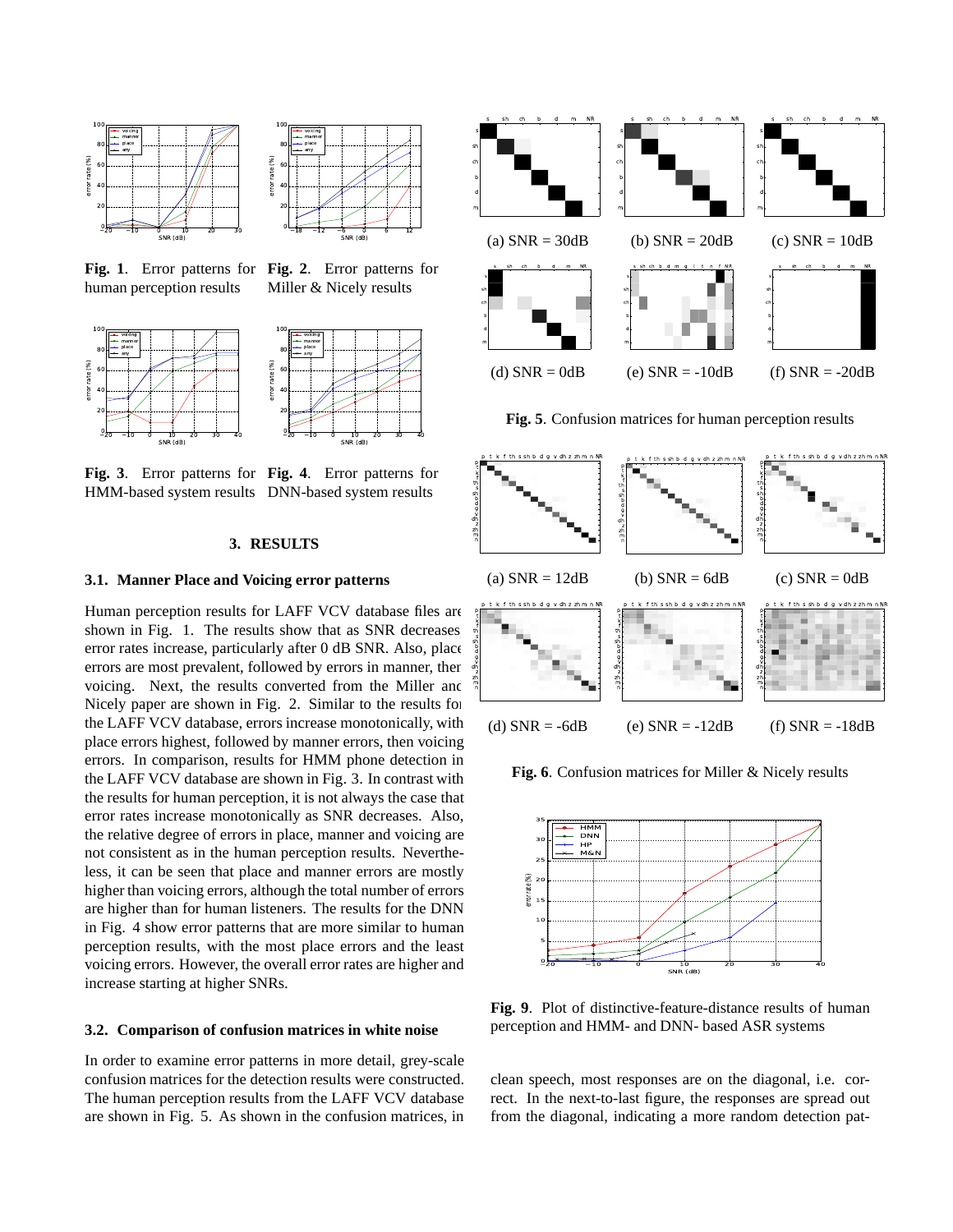Fig. 1. Error patterns for human perception results

Fig. 2. Error patterns for Miller & Nicely results

Fig. 3. Error patterns for HMM-based system results

Fig. 4. Error patterns for DNN-based system results

## 3. RESULTS

### 3.1. Manner Place and Voicing error patterns

Human perception results for LAFF VCV database files are shown in Fig. 1. The results show that as SNR decreases error rates increase, particularly after 0 dB SNR. Also, place errors are most prevalent, followed by errors in manner, then voicing. Next, the results converted from the Miller and Nicely paper are shown in Fig. 2. Similar to the results for the LAFF VCV database, errors increase monotonically, with place errors highest, followed by manner errors, then voicing errors. In comparison, results for HMM phone detection in the LAFF VCV database are shown in Fig. 3. In contrast with the results for human perception, it is not always the case that error rates increase monotonically as SNR decreases. Also, the relative degree of errors in place, manner and voicing are not consistent as in the human perception results. Nevertheless, it can be seen that place and manner errors are mostly higher than voicing errors, although the total number of errors are higher than for human listeners. The results for the DNN in Fig. 4 show error patterns that are more similar to human perception results, with the most place errors and the least voicing errors. However, the overall error rates are higher and increase starting at higher SNRs.

### 3.2. Comparison of confusion matrices in white noise

In order to examine error patterns in more detail, grey-scale confusion matrices for the detection results were constructed. The human perception results from the LAFF VCV database are shown in Fig. 5. As shown in the confusion matrices, in clean speech, most responses are on the diagonal, i.e. correct. In the next-to-last figure, the responses are spread out from the diagonal, indicating a more random detection pat-

(a) SNR = 30dB (b) SNR = 20dB (c) SNR = 10dB

(d) SNR = 0dB (e) SNR = -10dB (f) SNR = -20dB

**Fig. 5**. Confusion matrices for human perception results

(a) SNR = 12dB (b) SNR = 6dB (c) SNR = 0dB

(d) SNR = -6dB (e) SNR = -12dB (f) SNR = -18dB

**Fig. 6**. Confusion matrices for Miller & Nicely results

**Fig. 9**. Plot of distinctive-feature-distance results of human perception and HMM- and DNN- based ASR systems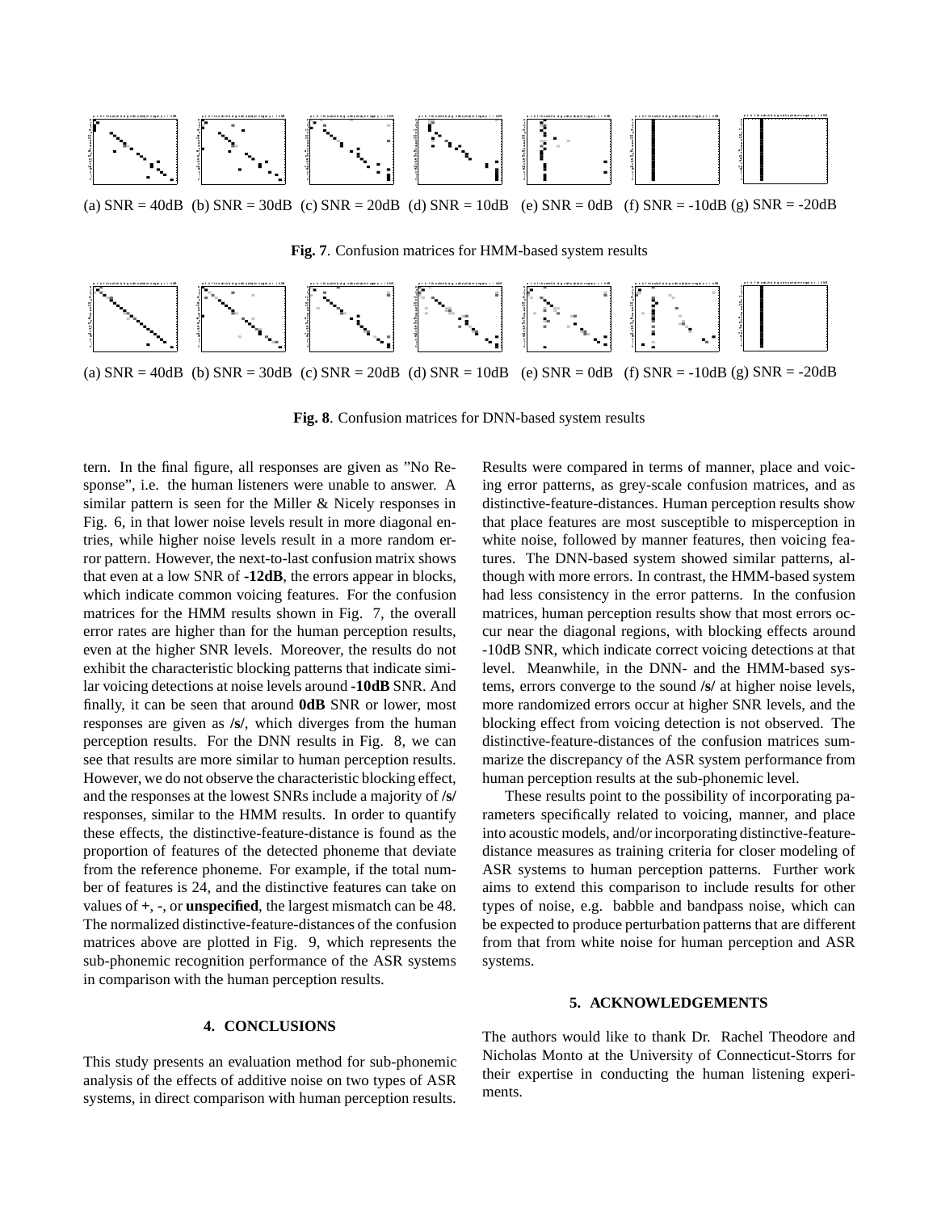(a) SNR = 40dB (b) SNR = 30dB (c) SNR = 20dB (d) SNR = 10dB (e) SNR = 0dB (f) SNR = -10dB (g) SNR = -20dB

**Fig. 7**. Confusion matrices for HMM-based system results

(a) SNR = 40dB (b) SNR = 30dB (c) SNR = 20dB (d) SNR = 10dB (e) SNR = 0dB (f) SNR = -10dB (g) SNR = -20dB

**Fig. 8**. Confusion matrices for DNN-based system results

tern. In the final figure, all responses are given as "No Response", i.e. the human listeners were unable to answer. A similar pattern is seen for the Miller & Nicely responses in Fig. 6, in that lower noise levels result in more diagonal entries, while higher noise levels result in a more random error pattern. However, the next-to-last confusion matrix shows that even at a low SNR of **-12dB**, the errors appear in blocks, which indicate common voicing features. For the confusion matrices for the HMM results shown in Fig. 7, the overall error rates are higher than for the human perception results, even at the higher SNR levels. Moreover, the results do not exhibit the characteristic blocking patterns that indicate similar voicing detections at noise levels around **-10dB** SNR. And finally, it can be seen that around **0dB** SNR or lower, most responses are given as **/s/**, which diverges from the human perception results. For the DNN results in Fig. 8, we can see that results are more similar to human perception results. However, we do not observe the characteristic blocking effect, and the responses at the lowest SNRs include a majority of **/s/** responses, similar to the HMM results. In order to quantify these effects, the distinctive-feature-distance is found as the proportion of features of the detected phoneme that deviate from the reference phoneme. For example, if the total number of features is 24, and the distinctive features can take on values of **+**, **-**, or **unspecified**, the largest mismatch can be 48. The normalized distinctive-feature-distances of the confusion matrices above are plotted in Fig. 9, which represents the sub-phonemic recognition performance of the ASR systems in comparison with the human perception results.

## 4. CONCLUSIONS

This study presents an evaluation method for sub-phonemic analysis of the effects of additive noise on two types of ASR systems, in direct comparison with human perception results. Results were compared in terms of manner, place and voicing error patterns, as grey-scale confusion matrices, and as distinctive-feature-distances. Human perception results show that place features are most susceptible to misperception in white noise, followed by manner features, then voicing features. The DNN-based system showed similar patterns, although with more errors. In contrast, the HMM-based system had less consistency in the error patterns. In the confusion matrices, human perception results show that most errors occur near the diagonal regions, with blocking effects around -10dB SNR, which indicate correct voicing detections at that level. Meanwhile, in the DNN- and the HMM-based systems, errors converge to the sound **/s/** at higher noise levels, more randomized errors occur at higher SNR levels, and the blocking effect from voicing detection is not observed. The distinctive-feature-distances of the confusion matrices summarize the discrepancy of the ASR system performance from human perception results at the sub-phonemic level.

These results point to the possibility of incorporating parameters specifically related to voicing, manner, and place into acoustic models, and/or incorporating distinctive-feature-distance measures as training criteria for closer modeling of ASR systems to human perception patterns. Further work aims to extend this comparison to include results for other types of noise, e.g. babble and bandpass noise, which can be expected to produce perturbation patterns that are different from that from white noise for human perception and ASR systems.

## 5. ACKNOWLEDGEMENTS

The authors would like to thank Dr. Rachel Theodore and Nicholas Monto at the University of Connecticut-Storrs for their expertise in conducting the human listening experiments.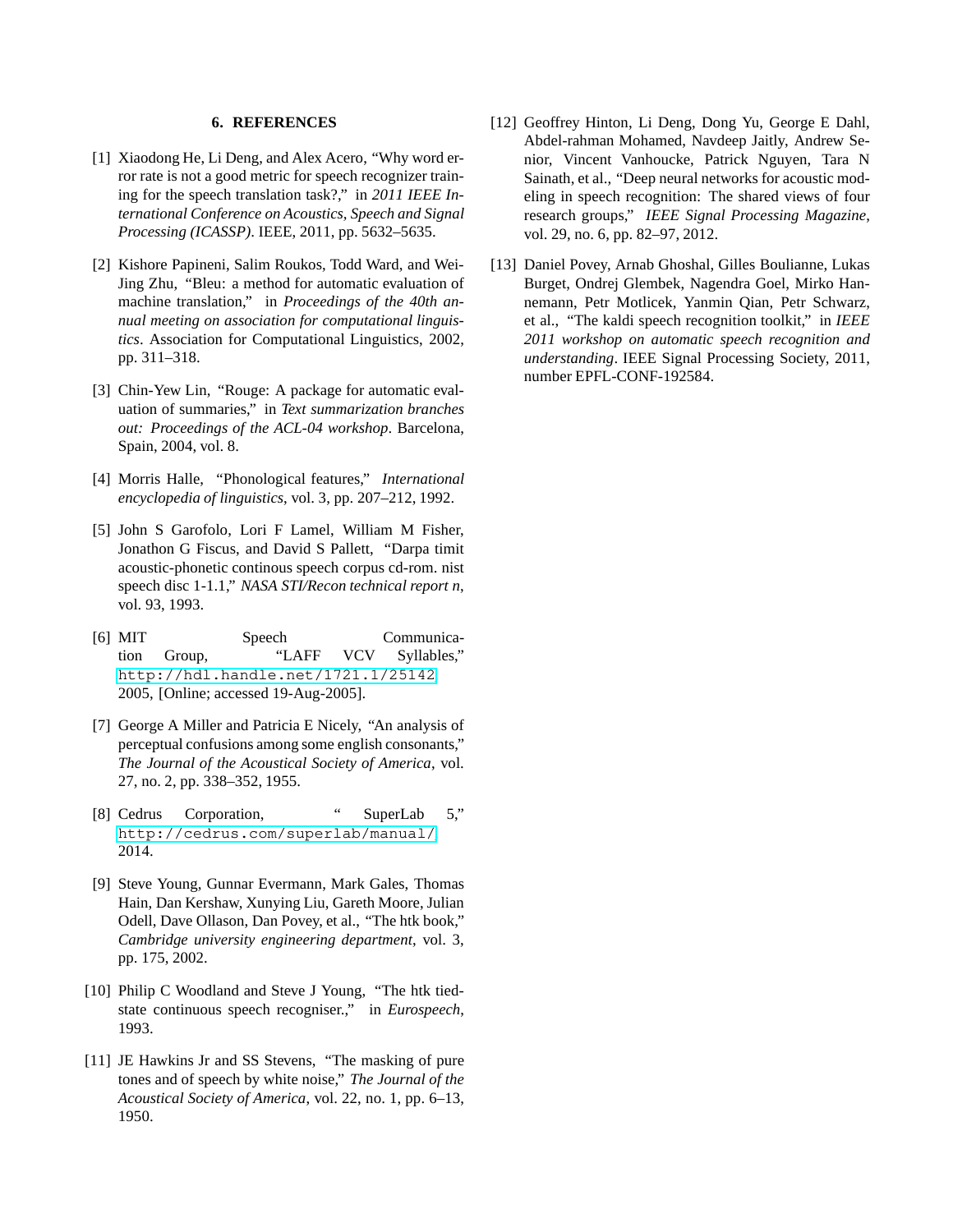## 6. REFERENCES

[1] Xiaodong He, Li Deng, and Alex Acero, "Why word error rate is not a good metric for speech recognizer training for the speech translation task?," in *2011 IEEE International Conference on Acoustics, Speech and Signal Processing (ICASSP)*. IEEE, 2011, pp. 5632–5635.

[2] Kishore Papineni, Salim Roukos, Todd Ward, and Wei-Jing Zhu, "Bleu: a method for automatic evaluation of machine translation," in *Proceedings of the 40th annual meeting on association for computational linguistics*. Association for Computational Linguistics, 2002, pp. 311–318.

[3] Chin-Yew Lin, "Rouge: A package for automatic evaluation of summaries," in *Text summarization branches out: Proceedings of the ACL-04 workshop*. Barcelona, Spain, 2004, vol. 8.

[4] Morris Halle, "Phonological features," *International encyclopedia of linguistics*, vol. 3, pp. 207–212, 1992.

[5] John S Garofolo, Lori F Lamel, William M Fisher, Jonathon G Fiscus, and David S Pallett, "Darpa timit acoustic-phonetic continous speech corpus cd-rom. nist speech disc 1-1.1," *NASA STI/Recon technical report n*, vol. 93, 1993.

[6] MIT Speech Communication Group, "LAFF VCV Syllables," http://hdl.handle.net/1721.1/25142 2005, [Online; accessed 19-Aug-2005].

[7] George A Miller and Patricia E Nicely, "An analysis of perceptual confusions among some english consonants," *The Journal of the Acoustical Society of America*, vol. 27, no. 2, pp. 338–352, 1955.

[8] Cedrus Corporation, " SuperLab 5," http://cedrus.com/superlab/manual/ 2014.

[9] Steve Young, Gunnar Evermann, Mark Gales, Thomas Hain, Dan Kershaw, Xunying Liu, Gareth Moore, Julian Odell, Dave Ollason, Dan Povey, et al., "The htk book," *Cambridge university engineering department*, vol. 3, pp. 175, 2002.

[10] Philip C Woodland and Steve J Young, "The htk tied-state continuous speech recogniser.," in *Eurospeech*, 1993.

[11] JE Hawkins Jr and SS Stevens, "The masking of pure tones and of speech by white noise," *The Journal of the Acoustical Society of America*, vol. 22, no. 1, pp. 6–13, 1950.

[12] Geoffrey Hinton, Li Deng, Dong Yu, George E Dahl, Abdel-rahman Mohamed, Navdeep Jaitly, Andrew Senior, Vincent Vanhoucke, Patrick Nguyen, Tara N Sainath, et al., "Deep neural networks for acoustic modeling in speech recognition: The shared views of four research groups," *IEEE Signal Processing Magazine*, vol. 29, no. 6, pp. 82–97, 2012.

[13] Daniel Povey, Arnab Ghoshal, Gilles Boulianne, Lukas Burget, Ondrej Glembek, Nagendra Goel, Mirko Hannemann, Petr Motlicek, Yanmin Qian, Petr Schwarz, et al., "The kaldi speech recognition toolkit," in *IEEE 2011 workshop on automatic speech recognition and understanding*. IEEE Signal Processing Society, 2011, number EPFL-CONF-192584.